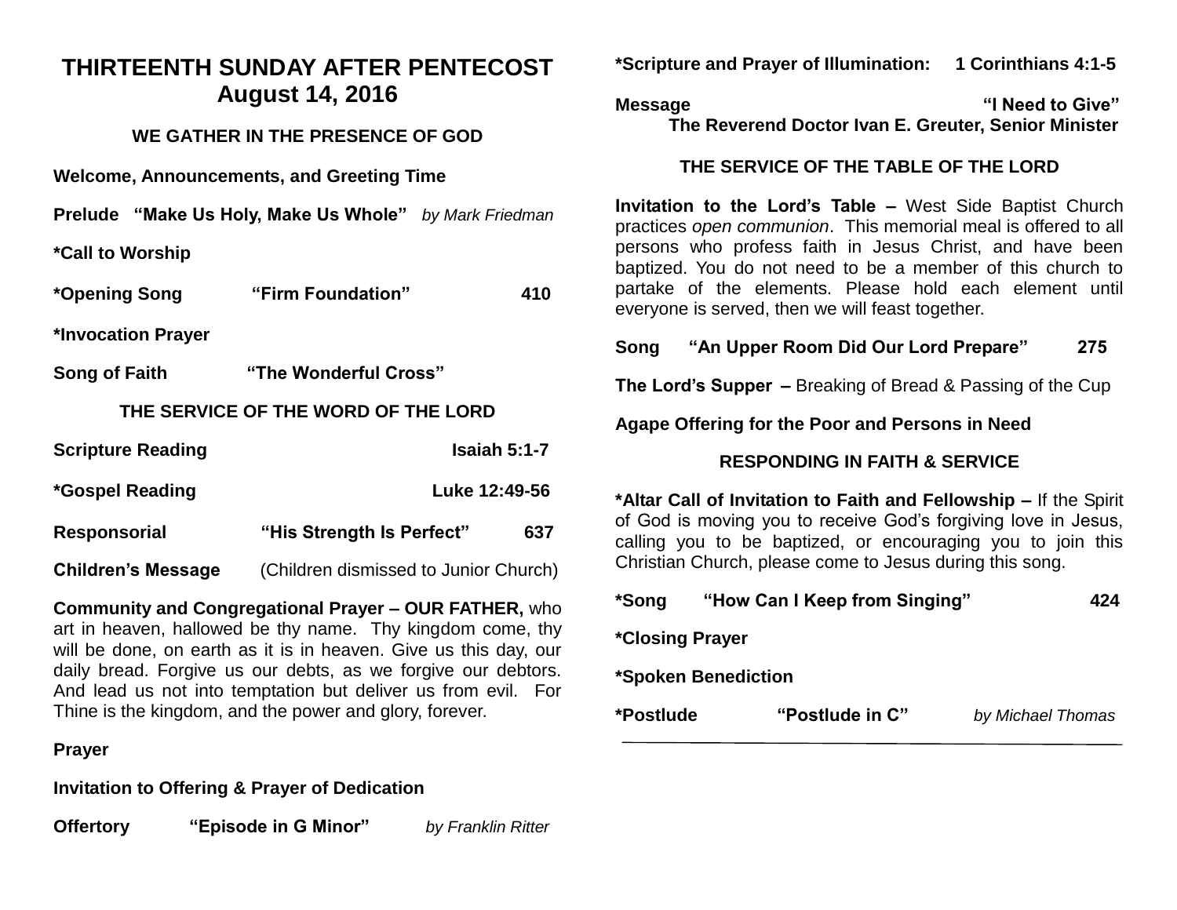# THIRTEENTH SUNDAY AFTER PENTECOST
## August 14, 2016

### WE GATHER IN THE PRESENCE OF GOD

**Welcome, Announcements, and Greeting Time**

**Prelude "Make Us Holy, Make Us Whole"** *by Mark Friedman*

**\*Call to Worship**

**\*Opening Song "Firm Foundation" 410**

**\*Invocation Prayer**

**Song of Faith "The Wonderful Cross"**

### THE SERVICE OF THE WORD OF THE LORD

**Scripture Reading Isaiah 5:1-7**

**\*Gospel Reading Luke 12:49-56**

**Responsorial "His Strength Is Perfect" 637**

**Children's Message** (Children dismissed to Junior Church)

**Community and Congregational Prayer – OUR FATHER,** who art in heaven, hallowed be thy name. Thy kingdom come, thy will be done, on earth as it is in heaven. Give us this day, our daily bread. Forgive us our debts, as we forgive our debtors. And lead us not into temptation but deliver us from evil. For Thine is the kingdom, and the power and glory, forever.

**Prayer**

**Invitation to Offering & Prayer of Dedication**

**Offertory "Episode in G Minor"** *by Franklin Ritter*

**\*Scripture and Prayer of Illumination: 1 Corinthians 4:1-5**

**Message "I Need to Give"**
**The Reverend Doctor Ivan E. Greuter, Senior Minister**

### THE SERVICE OF THE TABLE OF THE LORD

**Invitation to the Lord's Table –** West Side Baptist Church practices *open communion*. This memorial meal is offered to all persons who profess faith in Jesus Christ, and have been baptized. You do not need to be a member of this church to partake of the elements. Please hold each element until everyone is served, then we will feast together.

**Song "An Upper Room Did Our Lord Prepare" 275**

**The Lord's Supper –** Breaking of Bread & Passing of the Cup

**Agape Offering for the Poor and Persons in Need**

### RESPONDING IN FAITH & SERVICE

**\*Altar Call of Invitation to Faith and Fellowship –** If the Spirit of God is moving you to receive God's forgiving love in Jesus, calling you to be baptized, or encouraging you to join this Christian Church, please come to Jesus during this song.

**\*Song "How Can I Keep from Singing" 424**

**\*Closing Prayer**

**\*Spoken Benediction**

**\*Postlude "Postlude in C"** *by Michael Thomas*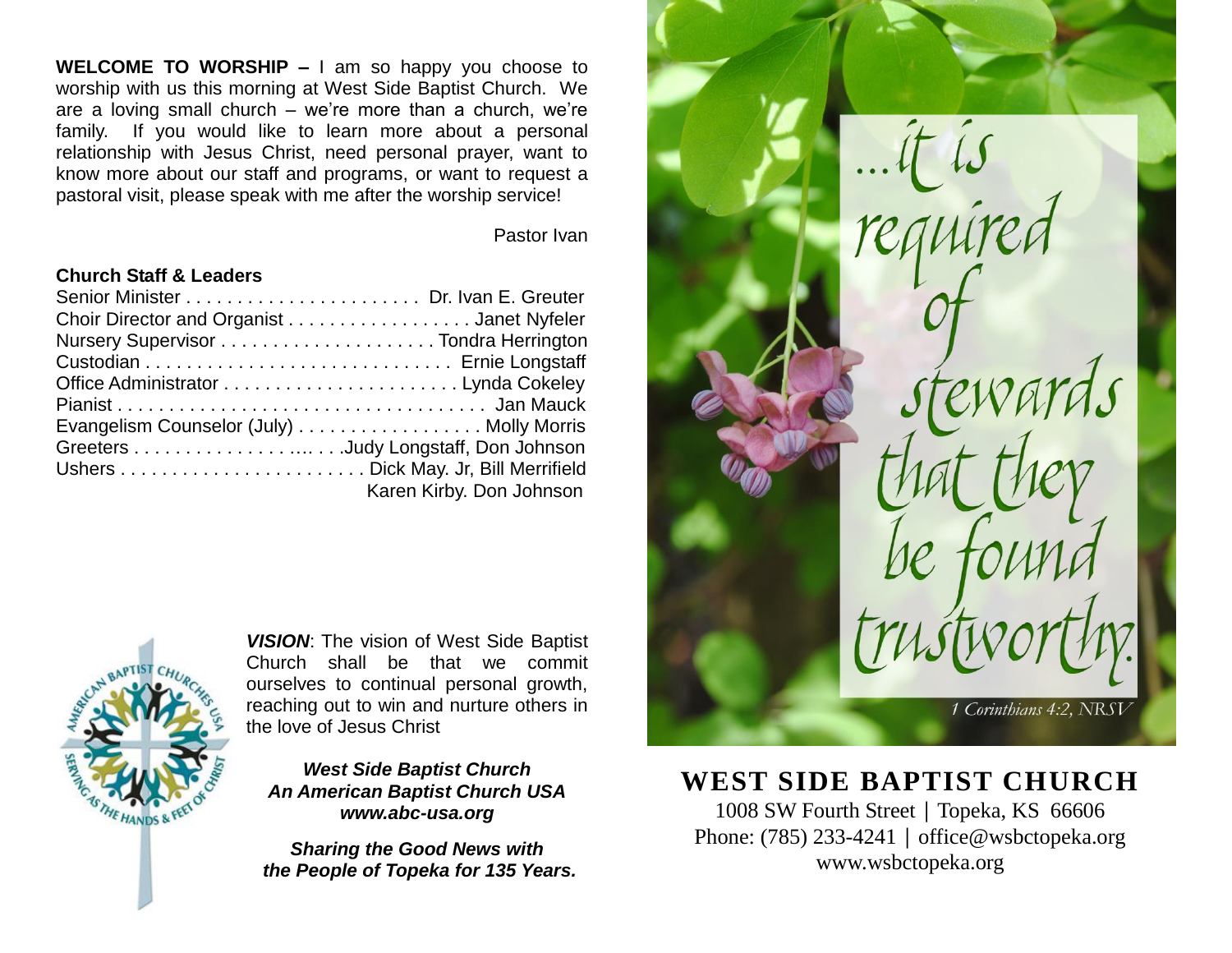**WELCOME TO WORSHIP –** I am so happy you choose to worship with us this morning at West Side Baptist Church. We are a loving small church – we're more than a church, we're family. If you would like to learn more about a personal relationship with Jesus Christ, need personal prayer, want to know more about our staff and programs, or want to request a pastoral visit, please speak with me after the worship service!

Pastor Ivan

**Church Staff & Leaders**

Senior Minister . . . . . . . . . . . . . . . . . . . . . . . Dr. Ivan E. Greuter
Choir Director and Organist . . . . . . . . . . . . . . . . . . Janet Nyfeler
Nursery Supervisor . . . . . . . . . . . . . . . . . . . . . Tondra Herrington
Custodian . . . . . . . . . . . . . . . . . . . . . . . . . . . . . . Ernie Longstaff
Office Administrator . . . . . . . . . . . . . . . . . . . . . . . Lynda Cokeley
Pianist . . . . . . . . . . . . . . . . . . . . . . . . . . . . . . . . . . . . Jan Mauck
Evangelism Counselor (July) . . . . . . . . . . . . . . . . . . Molly Morris
Greeters . . . . . . . . . . . . . . . . . .... . . .Judy Longstaff, Don Johnson
Ushers . . . . . . . . . . . . . . . . . . . . . . . . Dick May. Jr, Bill Merrifield
Karen Kirby. Don Johnson

***VISION***: The vision of West Side Baptist Church shall be that we commit ourselves to continual personal growth, reaching out to win and nurture others in the love of Jesus Christ

***West Side Baptist Church***
***An American Baptist Church USA***
***www.abc-usa.org***

***Sharing the Good News with the People of Topeka for 135 Years.***

...it is required of stewards that they be found trustworthy.

*1 Corinthians 4:2, NRSV*

# WEST SIDE BAPTIST CHURCH

1008 SW Fourth Street | Topeka, KS 66606
Phone: (785) 233-4241 | office@wsbctopeka.org
www.wsbctopeka.org